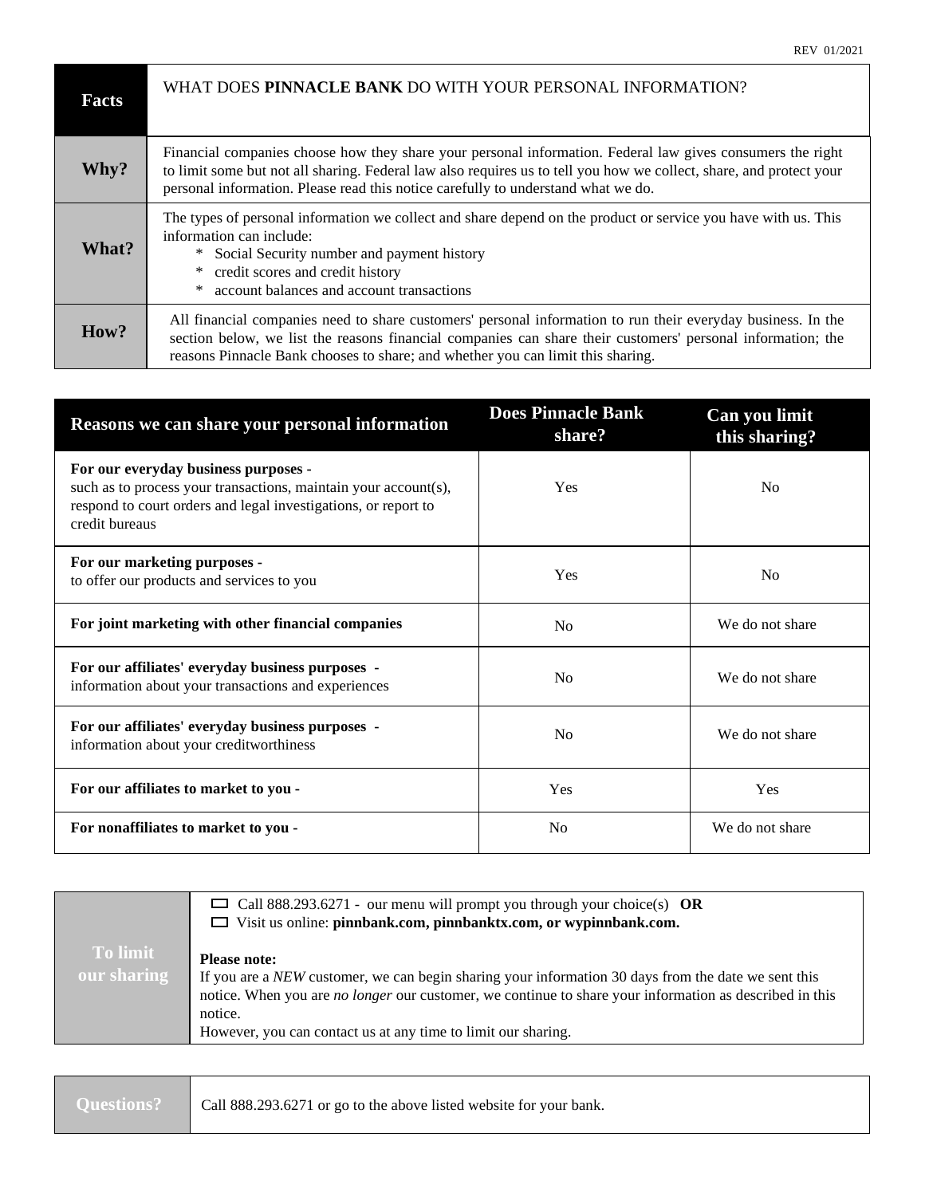REV 01/2021

| Facts | WHAT DOES **PINNACLE BANK** DO WITH YOUR PERSONAL INFORMATION? |
|---|---|
| **Why?** | Financial companies choose how they share your personal information. Federal law gives consumers the right to limit some but not all sharing. Federal law also requires us to tell you how we collect, share, and protect your personal information. Please read this notice carefully to understand what we do. |
| **What?** | The types of personal information we collect and share depend on the product or service you have with us. This information can include:<br>* Social Security number and payment history<br>* credit scores and credit history<br>* account balances and account transactions |
| **How?** | All financial companies need to share customers' personal information to run their everyday business. In the section below, we list the reasons financial companies can share their customers' personal information; the reasons Pinnacle Bank chooses to share; and whether you can limit this sharing. |

| Reasons we can share your personal information | Does Pinnacle Bank share? | Can you limit this sharing? |
|---|---|---|
| **For our everyday business purposes -** such as to process your transactions, maintain your account(s), respond to court orders and legal investigations, or report to credit bureaus | Yes | No |
| **For our marketing purposes -** to offer our products and services to you | Yes | No |
| **For joint marketing with other financial companies** | No | We do not share |
| **For our affiliates' everyday business purposes -** information about your transactions and experiences | No | We do not share |
| **For our affiliates' everyday business purposes -** information about your creditworthiness | No | We do not share |
| **For our affiliates to market to you -** | Yes | Yes |
| **For nonaffiliates to market to you -** | No | We do not share |

| To limit our sharing | ☐ Call 888.293.6271 - our menu will prompt you through your choice(s) **OR**<br>☐ Visit us online: **pinnbank.com, pinnbanktx.com, or wypinnbank.com.**<br><br>**Please note:**<br>If you are a *NEW* customer, we can begin sharing your information 30 days from the date we sent this notice. When you are *no longer* our customer, we continue to share your information as described in this notice.<br>However, you can contact us at any time to limit our sharing. |
|---|---|

| Questions? | Call 888.293.6271 or go to the above listed website for your bank. |
|---|---|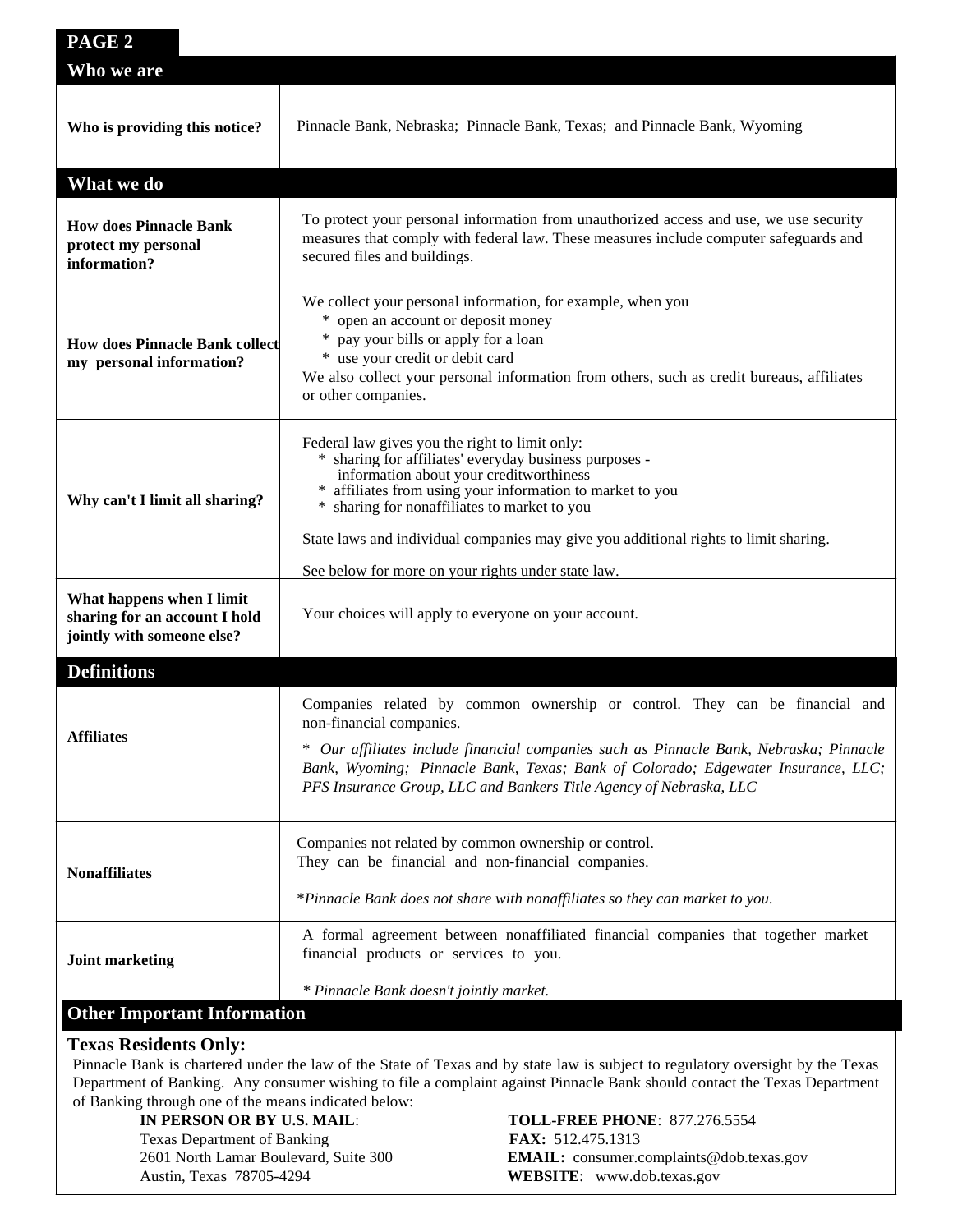**PAGE 2**

## Who we are

| | |
|---|---|
| **Who is providing this notice?** | Pinnacle Bank, Nebraska; Pinnacle Bank, Texas; and Pinnacle Bank, Wyoming |

## What we do

| | |
|---|---|
| **How does Pinnacle Bank protect my personal information?** | To protect your personal information from unauthorized access and use, we use security measures that comply with federal law. These measures include computer safeguards and secured files and buildings. |
| **How does Pinnacle Bank collect my personal information?** | We collect your personal information, for example, when you<br>* open an account or deposit money<br>* pay your bills or apply for a loan<br>* use your credit or debit card<br>We also collect your personal information from others, such as credit bureaus, affiliates or other companies. |
| **Why can't I limit all sharing?** | Federal law gives you the right to limit only:<br>* sharing for affiliates' everyday business purposes - information about your creditworthiness<br>* affiliates from using your information to market to you<br>* sharing for nonaffiliates to market to you<br><br>State laws and individual companies may give you additional rights to limit sharing.<br><br>See below for more on your rights under state law. |
| **What happens when I limit sharing for an account I hold jointly with someone else?** | Your choices will apply to everyone on your account. |

## Definitions

| | |
|---|---|
| **Affiliates** | Companies related by common ownership or control. They can be financial and non-financial companies.<br>* *Our affiliates include financial companies such as Pinnacle Bank, Nebraska; Pinnacle Bank, Wyoming; Pinnacle Bank, Texas; Bank of Colorado; Edgewater Insurance, LLC; PFS Insurance Group, LLC and Bankers Title Agency of Nebraska, LLC* |
| **Nonaffiliates** | Companies not related by common ownership or control. They can be financial and non-financial companies.<br><br>**Pinnacle Bank does not share with nonaffiliates so they can market to you.* |
| **Joint marketing** | A formal agreement between nonaffiliated financial companies that together market financial products or services to you.<br><br>** Pinnacle Bank doesn't jointly market.* |

## Other Important Information

### Texas Residents Only:

Pinnacle Bank is chartered under the law of the State of Texas and by state law is subject to regulatory oversight by the Texas Department of Banking. Any consumer wishing to file a complaint against Pinnacle Bank should contact the Texas Department of Banking through one of the means indicated below:

**IN PERSON OR BY U.S. MAIL**:
Texas Department of Banking
2601 North Lamar Boulevard, Suite 300
Austin, Texas 78705-4294

**TOLL-FREE PHONE**: 877.276.5554
**FAX:** 512.475.1313
**EMAIL:** consumer.complaints@dob.texas.gov
**WEBSITE**: www.dob.texas.gov